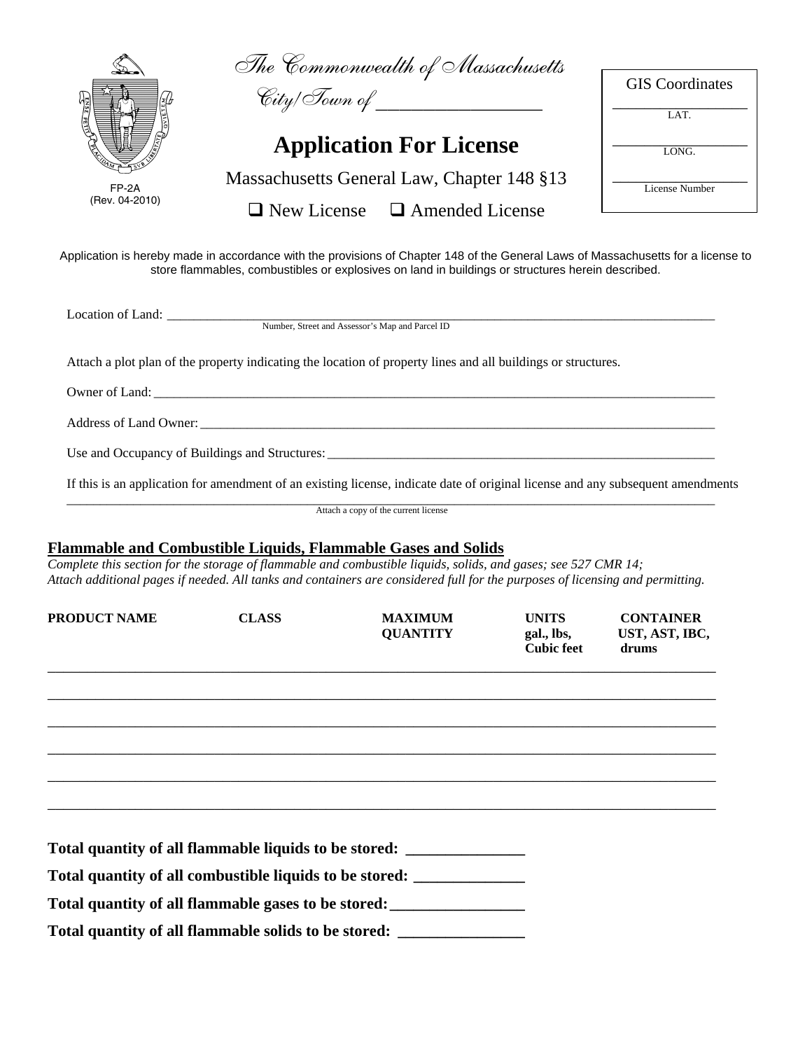FP-2A
(Rev. 04-2010)

*The Commonwealth of Massachusetts*

*City/Town of* ____________________

# Application For License

Massachusetts General Law, Chapter 148 §13

☐ New License ☐ Amended License

| GIS Coordinates |
|---|
| ____________ LAT. |
| ____________ LONG. |
| ____________ License Number |

Application is hereby made in accordance with the provisions of Chapter 148 of the General Laws of Massachusetts for a license to store flammables, combustibles or explosives on land in buildings or structures herein described.

Location of Land: ______________________________________________________________
Number, Street and Assessor's Map and Parcel ID

Attach a plot plan of the property indicating the location of property lines and all buildings or structures.

Owner of Land: ______________________________________________________________

Address of Land Owner: ______________________________________________________________

Use and Occupancy of Buildings and Structures: ______________________________________________

If this is an application for amendment of an existing license, indicate date of original license and any subsequent amendments

______________________________________________________________
Attach a copy of the current license

## Flammable and Combustible Liquids, Flammable Gases and Solids

*Complete this section for the storage of flammable and combustible liquids, solids, and gases; see 527 CMR 14; Attach additional pages if needed. All tanks and containers are considered full for the purposes of licensing and permitting.*

| PRODUCT NAME | CLASS | MAXIMUM QUANTITY | UNITS gal., lbs, Cubic feet | CONTAINER UST, AST, IBC, drums |
|---|---|---|---|---|
| | | | | |
| | | | | |
| | | | | |
| | | | | |
| | | | | |
| | | | | |

**Total quantity of all flammable liquids to be stored:** ______________

**Total quantity of all combustible liquids to be stored:** ______________

**Total quantity of all flammable gases to be stored:** ______________

**Total quantity of all flammable solids to be stored:** ______________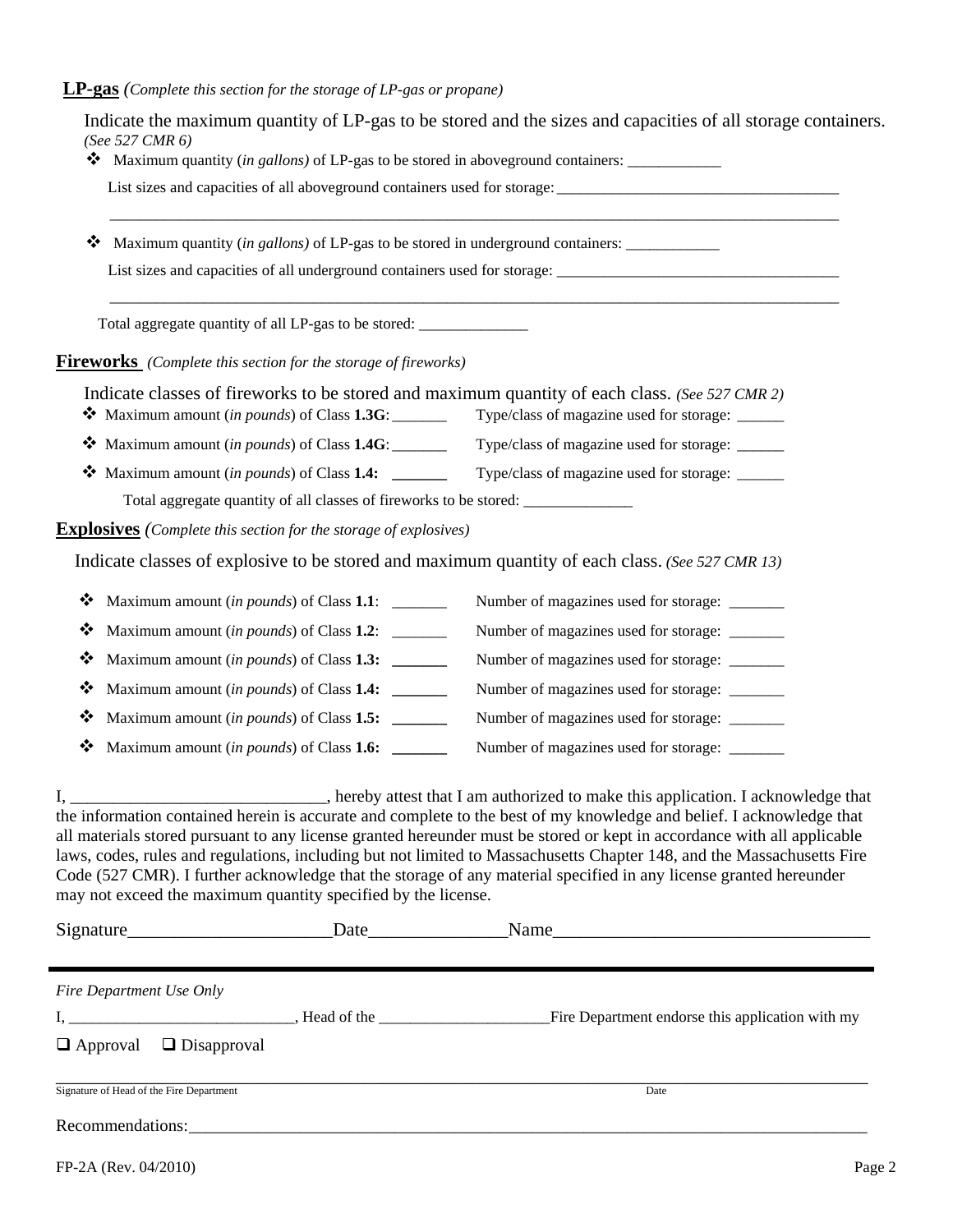**LP-gas** *(Complete this section for the storage of LP-gas or propane)*

Indicate the maximum quantity of LP-gas to be stored and the sizes and capacities of all storage containers. *(See 527 CMR 6)*

- Maximum quantity (*in gallons)* of LP-gas to be stored in aboveground containers: ____________

  List sizes and capacities of all aboveground containers used for storage: ____________________________________

  ______________________________________________________________________________________________

- Maximum quantity (*in gallons)* of LP-gas to be stored in underground containers: ____________

  List sizes and capacities of all underground containers used for storage: ____________________________________

  ______________________________________________________________________________________________

Total aggregate quantity of all LP-gas to be stored: ______________

**Fireworks** *(Complete this section for the storage of fireworks)*

Indicate classes of fireworks to be stored and maximum quantity of each class. *(See 527 CMR 2)*

- Maximum amount (*in pounds*) of Class **1.3G**: _______ Type/class of magazine used for storage: ______
- Maximum amount (*in pounds*) of Class **1.4G**: _______ Type/class of magazine used for storage: ______
- Maximum amount (*in pounds*) of Class **1.4:** _______ Type/class of magazine used for storage: ______

Total aggregate quantity of all classes of fireworks to be stored: ______________

**Explosives** *(Complete this section for the storage of explosives)*

Indicate classes of explosive to be stored and maximum quantity of each class. *(See 527 CMR 13)*

- Maximum amount (*in pounds*) of Class **1.1**: _______ Number of magazines used for storage: _______
- Maximum amount (*in pounds*) of Class **1.2**: _______ Number of magazines used for storage: _______
- Maximum amount (*in pounds*) of Class **1.3:** _______ Number of magazines used for storage: _______
- Maximum amount (*in pounds*) of Class **1.4:** _______ Number of magazines used for storage: _______
- Maximum amount (*in pounds*) of Class **1.5:** _______ Number of magazines used for storage: _______
- Maximum amount (*in pounds*) of Class **1.6:** _______ Number of magazines used for storage: _______

I, ______________________________, hereby attest that I am authorized to make this application. I acknowledge that the information contained herein is accurate and complete to the best of my knowledge and belief. I acknowledge that all materials stored pursuant to any license granted hereunder must be stored or kept in accordance with all applicable laws, codes, rules and regulations, including but not limited to Massachusetts Chapter 148, and the Massachusetts Fire Code (527 CMR). I further acknowledge that the storage of any material specified in any license granted hereunder may not exceed the maximum quantity specified by the license.

Signature______________________Date_______________Name___________________________________

---

*Fire Department Use Only*

I, ____________________________, Head of the _____________________Fire Department endorse this application with my

☐ Approval ☐ Disapproval

______________________________________________________________________________________________

Signature of Head of the Fire Department Date

Recommendations:_______________________________________________________________________________

FP-2A (Rev. 04/2010)